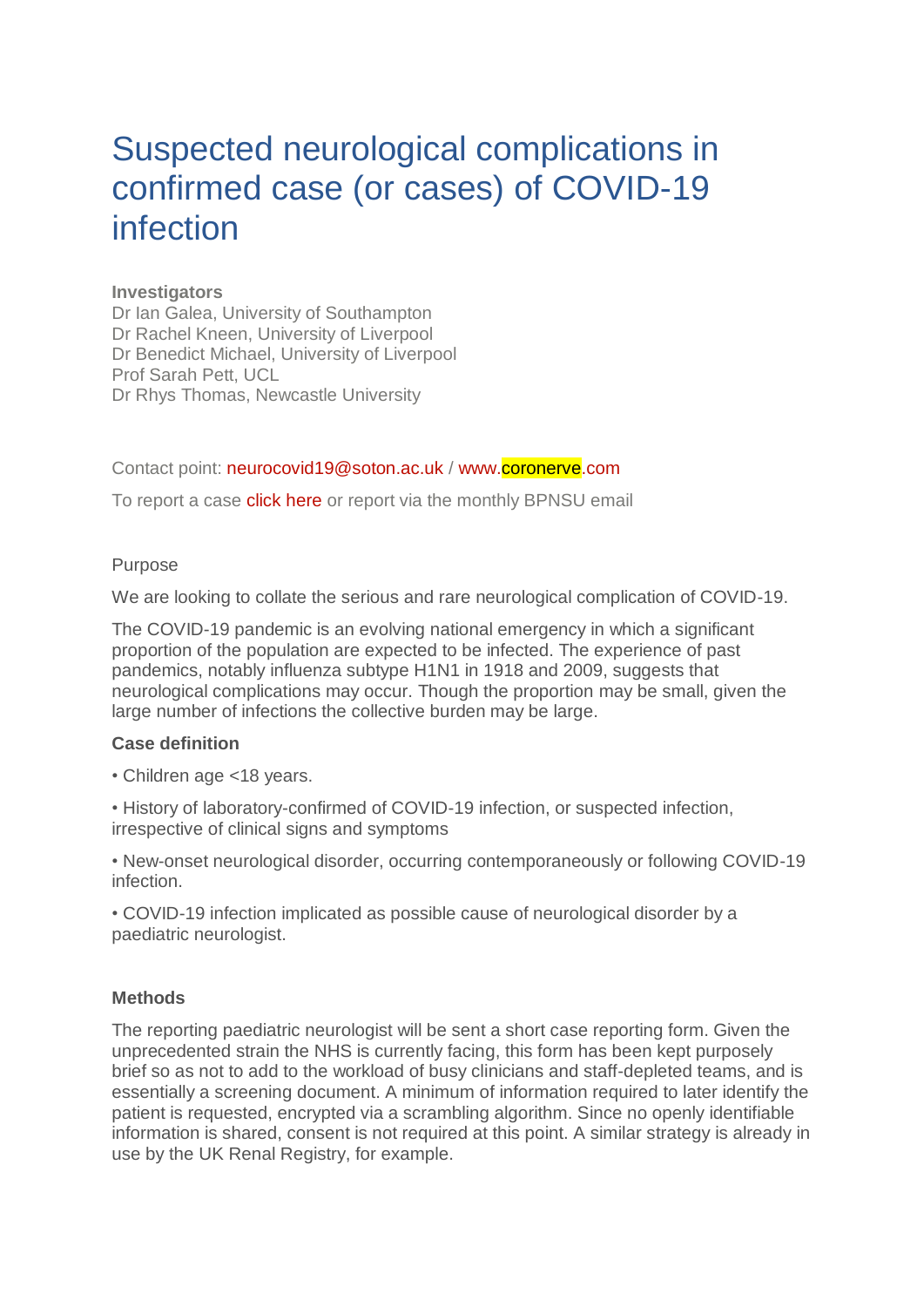# Suspected neurological complications in confirmed case (or cases) of COVID-19 infection

**Investigators**
Dr Ian Galea, University of Southampton
Dr Rachel Kneen, University of Liverpool
Dr Benedict Michael, University of Liverpool
Prof Sarah Pett, UCL
Dr Rhys Thomas, Newcastle University

Contact point: neurocovid19@soton.ac.uk / www.coronerve.com

To report a case click here or report via the monthly BPNSU email

Purpose

We are looking to collate the serious and rare neurological complication of COVID-19.

The COVID-19 pandemic is an evolving national emergency in which a significant proportion of the population are expected to be infected. The experience of past pandemics, notably influenza subtype H1N1 in 1918 and 2009, suggests that neurological complications may occur. Though the proportion may be small, given the large number of infections the collective burden may be large.

**Case definition**

• Children age <18 years.

• History of laboratory-confirmed of COVID-19 infection, or suspected infection, irrespective of clinical signs and symptoms

• New-onset neurological disorder, occurring contemporaneously or following COVID-19 infection.

• COVID-19 infection implicated as possible cause of neurological disorder by a paediatric neurologist.

**Methods**

The reporting paediatric neurologist will be sent a short case reporting form. Given the unprecedented strain the NHS is currently facing, this form has been kept purposely brief so as not to add to the workload of busy clinicians and staff-depleted teams, and is essentially a screening document. A minimum of information required to later identify the patient is requested, encrypted via a scrambling algorithm. Since no openly identifiable information is shared, consent is not required at this point. A similar strategy is already in use by the UK Renal Registry, for example.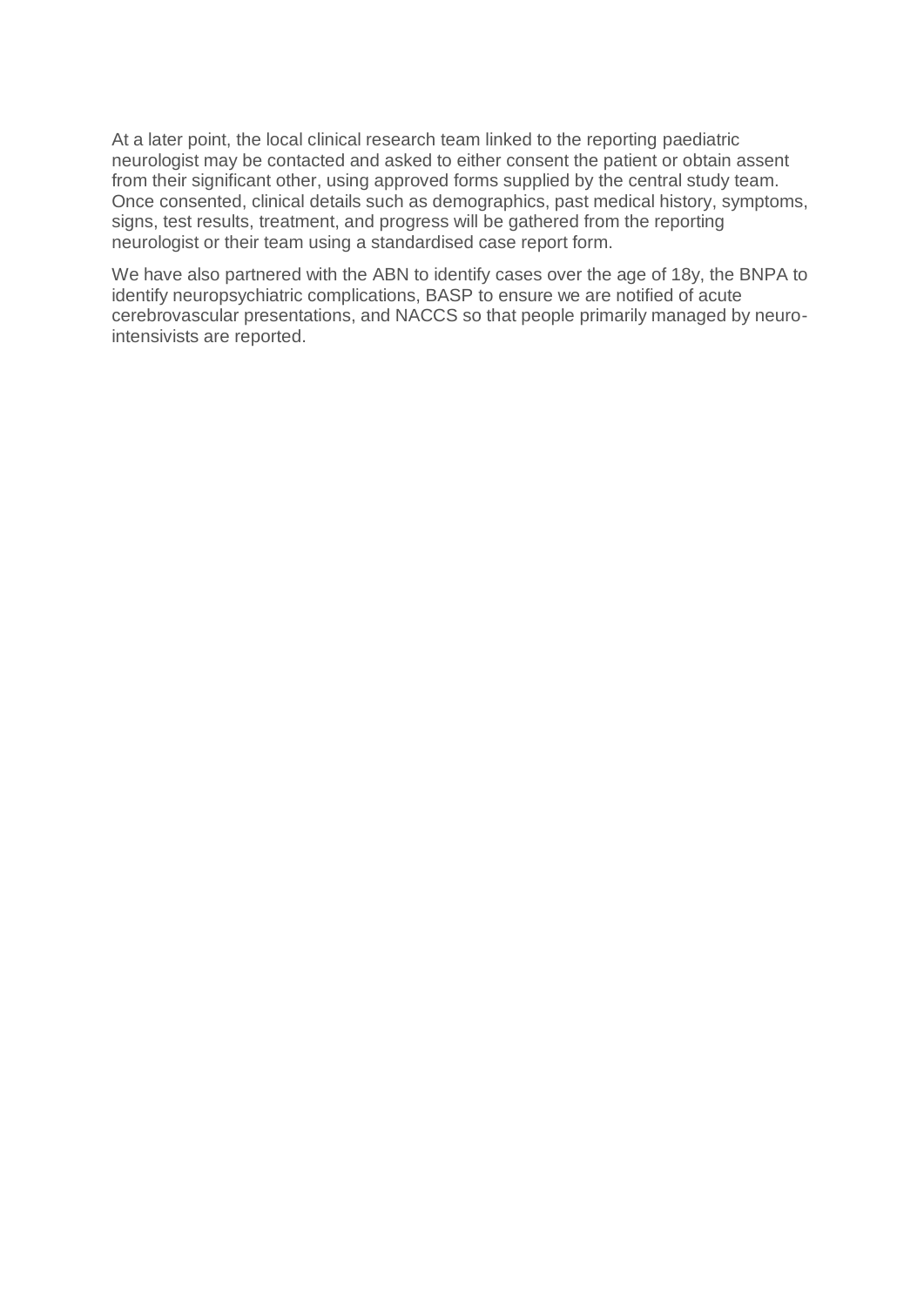At a later point, the local clinical research team linked to the reporting paediatric neurologist may be contacted and asked to either consent the patient or obtain assent from their significant other, using approved forms supplied by the central study team. Once consented, clinical details such as demographics, past medical history, symptoms, signs, test results, treatment, and progress will be gathered from the reporting neurologist or their team using a standardised case report form.

We have also partnered with the ABN to identify cases over the age of 18y, the BNPA to identify neuropsychiatric complications, BASP to ensure we are notified of acute cerebrovascular presentations, and NACCS so that people primarily managed by neuro-intensivists are reported.